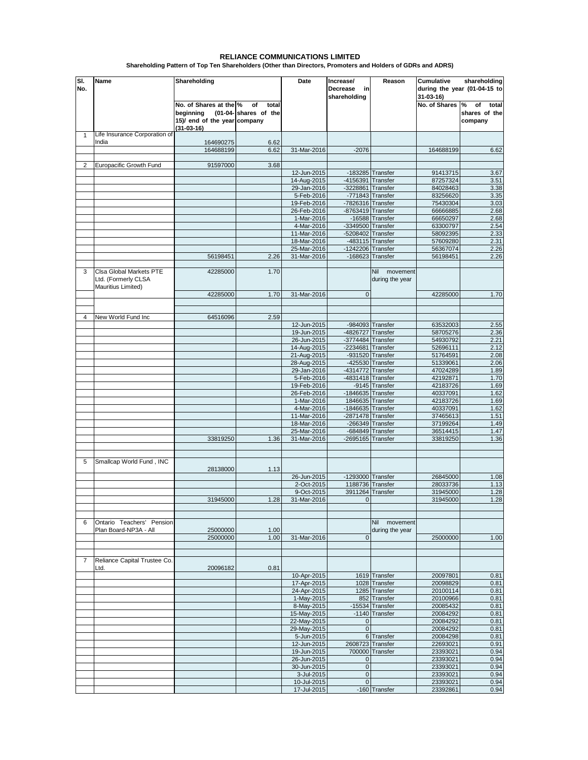# RELIANCE COMMUNICATIONS LIMITED

**Shareholding Pattern of Top Ten Shareholders (Other than Directors, Promoters and Holders of GDRs and ADRS)**

| Sl. No. | Name | Shareholding | | Date | Increase/ Decrease in shareholding | Reason | Cumulative shareholding during the year (01-04-15 to 31-03-16) | |
|---|---|---|---|---|---|---|---|---|
| | | No. of Shares at the beginning (01-04-15)/ end of the year (31-03-16) | % of total shares of the company | | | | No. of Shares | % of total shares of the company |
| 1 | Life Insurance Corporation of India | 164690275 | 6.62 | | | | | |
| | | 164688199 | 6.62 | 31-Mar-2016 | -2076 | | 164688199 | 6.62 |
| | | | | | | | | |
| 2 | Europacific Growth Fund | 91597000 | 3.68 | | | | | |
| | | | | 12-Jun-2015 | -183285 | Transfer | 91413715 | 3.67 |
| | | | | 14-Aug-2015 | -4156391 | Transfer | 87257324 | 3.51 |
| | | | | 29-Jan-2016 | -3228861 | Transfer | 84028463 | 3.38 |
| | | | | 5-Feb-2016 | -771843 | Transfer | 83256620 | 3.35 |
| | | | | 19-Feb-2016 | -7826316 | Transfer | 75430304 | 3.03 |
| | | | | 26-Feb-2016 | -8763419 | Transfer | 66666885 | 2.68 |
| | | | | 1-Mar-2016 | -16588 | Transfer | 66650297 | 2.68 |
| | | | | 4-Mar-2016 | -3349500 | Transfer | 63300797 | 2.54 |
| | | | | 11-Mar-2016 | -5208402 | Transfer | 58092395 | 2.33 |
| | | | | 18-Mar-2016 | -483115 | Transfer | 57609280 | 2.31 |
| | | | | 25-Mar-2016 | -1242206 | Transfer | 56367074 | 2.26 |
| | | 56198451 | 2.26 | 31-Mar-2016 | -168623 | Transfer | 56198451 | 2.26 |
| | | | | | | | | |
| 3 | Clsa Global Markets PTE Ltd. (Formerly CLSA Mauritius Limited) | 42285000 | 1.70 | | | Nil movement during the year | | |
| | | 42285000 | 1.70 | 31-Mar-2016 | 0 | | 42285000 | 1.70 |
| | | | | | | | | |
| | | | | | | | | |
| 4 | New World Fund Inc | 64516096 | 2.59 | | | | | |
| | | | | 12-Jun-2015 | -984093 | Transfer | 63532003 | 2.55 |
| | | | | 19-Jun-2015 | -4826727 | Transfer | 58705276 | 2.36 |
| | | | | 26-Jun-2015 | -3774484 | Transfer | 54930792 | 2.21 |
| | | | | 14-Aug-2015 | -2234681 | Transfer | 52696111 | 2.12 |
| | | | | 21-Aug-2015 | -931520 | Transfer | 51764591 | 2.08 |
| | | | | 28-Aug-2015 | -425530 | Transfer | 51339061 | 2.06 |
| | | | | 29-Jan-2016 | -4314772 | Transfer | 47024289 | 1.89 |
| | | | | 5-Feb-2016 | -4831418 | Transfer | 42192871 | 1.70 |
| | | | | 19-Feb-2016 | -9145 | Transfer | 42183726 | 1.69 |
| | | | | 26-Feb-2016 | -1846635 | Transfer | 40337091 | 1.62 |
| | | | | 1-Mar-2016 | 1846635 | Transfer | 42183726 | 1.69 |
| | | | | 4-Mar-2016 | -1846635 | Transfer | 40337091 | 1.62 |
| | | | | 11-Mar-2016 | -2871478 | Transfer | 37465613 | 1.51 |
| | | | | 18-Mar-2016 | -266349 | Transfer | 37199264 | 1.49 |
| | | | | 25-Mar-2016 | -684849 | Transfer | 36514415 | 1.47 |
| | | 33819250 | 1.36 | 31-Mar-2016 | -2695165 | Transfer | 33819250 | 1.36 |
| | | | | | | | | |
| | | | | | | | | |
| 5 | Smallcap World Fund , INC | 28138000 | 1.13 | | | | | |
| | | | | 26-Jun-2015 | -1293000 | Transfer | 26845000 | 1.08 |
| | | | | 2-Oct-2015 | 1188736 | Transfer | 28033736 | 1.13 |
| | | | | 9-Oct-2015 | 3911264 | Transfer | 31945000 | 1.28 |
| | | 31945000 | 1.28 | 31-Mar-2016 | 0 | | 31945000 | 1.28 |
| | | | | | | | | |
| | | | | | | | | |
| 6 | Ontario Teachers' Pension Plan Board-NP3A - All | 25000000 | 1.00 | | | Nil movement during the year | | |
| | | 25000000 | 1.00 | 31-Mar-2016 | 0 | | 25000000 | 1.00 |
| | | | | | | | | |
| | | | | | | | | |
| 7 | Reliance Capital Trustee Co. Ltd. | 20096182 | 0.81 | | | | | |
| | | | | 10-Apr-2015 | 1619 | Transfer | 20097801 | 0.81 |
| | | | | 17-Apr-2015 | 1028 | Transfer | 20098829 | 0.81 |
| | | | | 24-Apr-2015 | 1285 | Transfer | 20100114 | 0.81 |
| | | | | 1-May-2015 | 852 | Transfer | 20100966 | 0.81 |
| | | | | 8-May-2015 | -15534 | Transfer | 20085432 | 0.81 |
| | | | | 15-May-2015 | -1140 | Transfer | 20084292 | 0.81 |
| | | | | 22-May-2015 | 0 | | 20084292 | 0.81 |
| | | | | 29-May-2015 | 0 | | 20084292 | 0.81 |
| | | | | 5-Jun-2015 | 6 | Transfer | 20084298 | 0.81 |
| | | | | 12-Jun-2015 | 2608723 | Transfer | 22693021 | 0.91 |
| | | | | 19-Jun-2015 | 700000 | Transfer | 23393021 | 0.94 |
| | | | | 26-Jun-2015 | 0 | | 23393021 | 0.94 |
| | | | | 30-Jun-2015 | 0 | | 23393021 | 0.94 |
| | | | | 3-Jul-2015 | 0 | | 23393021 | 0.94 |
| | | | | 10-Jul-2015 | 0 | | 23393021 | 0.94 |
| | | | | 17-Jul-2015 | -160 | Transfer | 23392861 | 0.94 |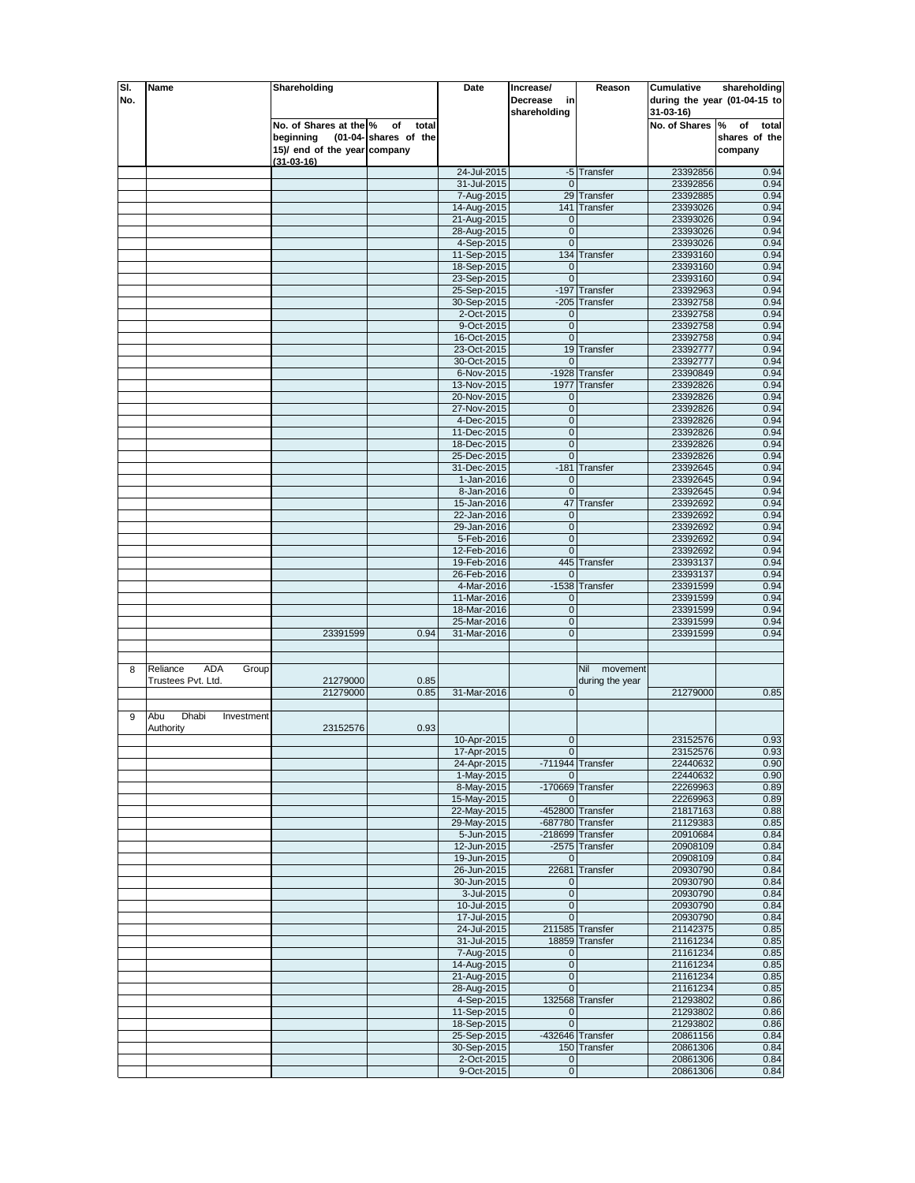| Sl. No. | Name | Shareholding | | Date | Increase/ Decrease in shareholding | Reason | Cumulative shareholding during the year (01-04-15 to 31-03-16) | |
|---|---|---|---|---|---|---|---|---|
| | | No. of Shares at the beginning (01-04-15)/ end of the year (31-03-16) | % of total shares of the company | | | | No. of Shares | % of total shares of the company |
| | | | | 24-Jul-2015 | -5 | Transfer | 23392856 | 0.94 |
| | | | | 31-Jul-2015 | 0 | | 23392856 | 0.94 |
| | | | | 7-Aug-2015 | 29 | Transfer | 23392885 | 0.94 |
| | | | | 14-Aug-2015 | 141 | Transfer | 23393026 | 0.94 |
| | | | | 21-Aug-2015 | 0 | | 23393026 | 0.94 |
| | | | | 28-Aug-2015 | 0 | | 23393026 | 0.94 |
| | | | | 4-Sep-2015 | 0 | | 23393026 | 0.94 |
| | | | | 11-Sep-2015 | 134 | Transfer | 23393160 | 0.94 |
| | | | | 18-Sep-2015 | 0 | | 23393160 | 0.94 |
| | | | | 23-Sep-2015 | 0 | | 23393160 | 0.94 |
| | | | | 25-Sep-2015 | -197 | Transfer | 23392963 | 0.94 |
| | | | | 30-Sep-2015 | -205 | Transfer | 23392758 | 0.94 |
| | | | | 2-Oct-2015 | 0 | | 23392758 | 0.94 |
| | | | | 9-Oct-2015 | 0 | | 23392758 | 0.94 |
| | | | | 16-Oct-2015 | 0 | | 23392758 | 0.94 |
| | | | | 23-Oct-2015 | 19 | Transfer | 23392777 | 0.94 |
| | | | | 30-Oct-2015 | 0 | | 23392777 | 0.94 |
| | | | | 6-Nov-2015 | -1928 | Transfer | 23390849 | 0.94 |
| | | | | 13-Nov-2015 | 1977 | Transfer | 23392826 | 0.94 |
| | | | | 20-Nov-2015 | 0 | | 23392826 | 0.94 |
| | | | | 27-Nov-2015 | 0 | | 23392826 | 0.94 |
| | | | | 4-Dec-2015 | 0 | | 23392826 | 0.94 |
| | | | | 11-Dec-2015 | 0 | | 23392826 | 0.94 |
| | | | | 18-Dec-2015 | 0 | | 23392826 | 0.94 |
| | | | | 25-Dec-2015 | 0 | | 23392826 | 0.94 |
| | | | | 31-Dec-2015 | -181 | Transfer | 23392645 | 0.94 |
| | | | | 1-Jan-2016 | 0 | | 23392645 | 0.94 |
| | | | | 8-Jan-2016 | 0 | | 23392645 | 0.94 |
| | | | | 15-Jan-2016 | 47 | Transfer | 23392692 | 0.94 |
| | | | | 22-Jan-2016 | 0 | | 23392692 | 0.94 |
| | | | | 29-Jan-2016 | 0 | | 23392692 | 0.94 |
| | | | | 5-Feb-2016 | 0 | | 23392692 | 0.94 |
| | | | | 12-Feb-2016 | 0 | | 23392692 | 0.94 |
| | | | | 19-Feb-2016 | 445 | Transfer | 23393137 | 0.94 |
| | | | | 26-Feb-2016 | 0 | | 23393137 | 0.94 |
| | | | | 4-Mar-2016 | -1538 | Transfer | 23391599 | 0.94 |
| | | | | 11-Mar-2016 | 0 | | 23391599 | 0.94 |
| | | | | 18-Mar-2016 | 0 | | 23391599 | 0.94 |
| | | | | 25-Mar-2016 | 0 | | 23391599 | 0.94 |
| | | 23391599 | 0.94 | 31-Mar-2016 | 0 | | 23391599 | 0.94 |
| | | | | | | | | |
| | | | | | | | | |
| 8 | Reliance ADA Group Trustees Pvt. Ltd. | 21279000 | 0.85 | | | Nil movement during the year | | |
| | | 21279000 | 0.85 | 31-Mar-2016 | 0 | | 21279000 | 0.85 |
| | | | | | | | | |
| 9 | Abu Dhabi Investment Authority | 23152576 | 0.93 | | | | | |
| | | | | 10-Apr-2015 | 0 | | 23152576 | 0.93 |
| | | | | 17-Apr-2015 | 0 | | 23152576 | 0.93 |
| | | | | 24-Apr-2015 | -711944 | Transfer | 22440632 | 0.90 |
| | | | | 1-May-2015 | 0 | | 22440632 | 0.90 |
| | | | | 8-May-2015 | -170669 | Transfer | 22269963 | 0.89 |
| | | | | 15-May-2015 | 0 | | 22269963 | 0.89 |
| | | | | 22-May-2015 | -452800 | Transfer | 21817163 | 0.88 |
| | | | | 29-May-2015 | -687780 | Transfer | 21129383 | 0.85 |
| | | | | 5-Jun-2015 | -218699 | Transfer | 20910684 | 0.84 |
| | | | | 12-Jun-2015 | -2575 | Transfer | 20908109 | 0.84 |
| | | | | 19-Jun-2015 | 0 | | 20908109 | 0.84 |
| | | | | 26-Jun-2015 | 22681 | Transfer | 20930790 | 0.84 |
| | | | | 30-Jun-2015 | 0 | | 20930790 | 0.84 |
| | | | | 3-Jul-2015 | 0 | | 20930790 | 0.84 |
| | | | | 10-Jul-2015 | 0 | | 20930790 | 0.84 |
| | | | | 17-Jul-2015 | 0 | | 20930790 | 0.84 |
| | | | | 24-Jul-2015 | 211585 | Transfer | 21142375 | 0.85 |
| | | | | 31-Jul-2015 | 18859 | Transfer | 21161234 | 0.85 |
| | | | | 7-Aug-2015 | 0 | | 21161234 | 0.85 |
| | | | | 14-Aug-2015 | 0 | | 21161234 | 0.85 |
| | | | | 21-Aug-2015 | 0 | | 21161234 | 0.85 |
| | | | | 28-Aug-2015 | 0 | | 21161234 | 0.85 |
| | | | | 4-Sep-2015 | 132568 | Transfer | 21293802 | 0.86 |
| | | | | 11-Sep-2015 | 0 | | 21293802 | 0.86 |
| | | | | 18-Sep-2015 | 0 | | 21293802 | 0.86 |
| | | | | 25-Sep-2015 | -432646 | Transfer | 20861156 | 0.84 |
| | | | | 30-Sep-2015 | 150 | Transfer | 20861306 | 0.84 |
| | | | | 2-Oct-2015 | 0 | | 20861306 | 0.84 |
| | | | | 9-Oct-2015 | 0 | | 20861306 | 0.84 |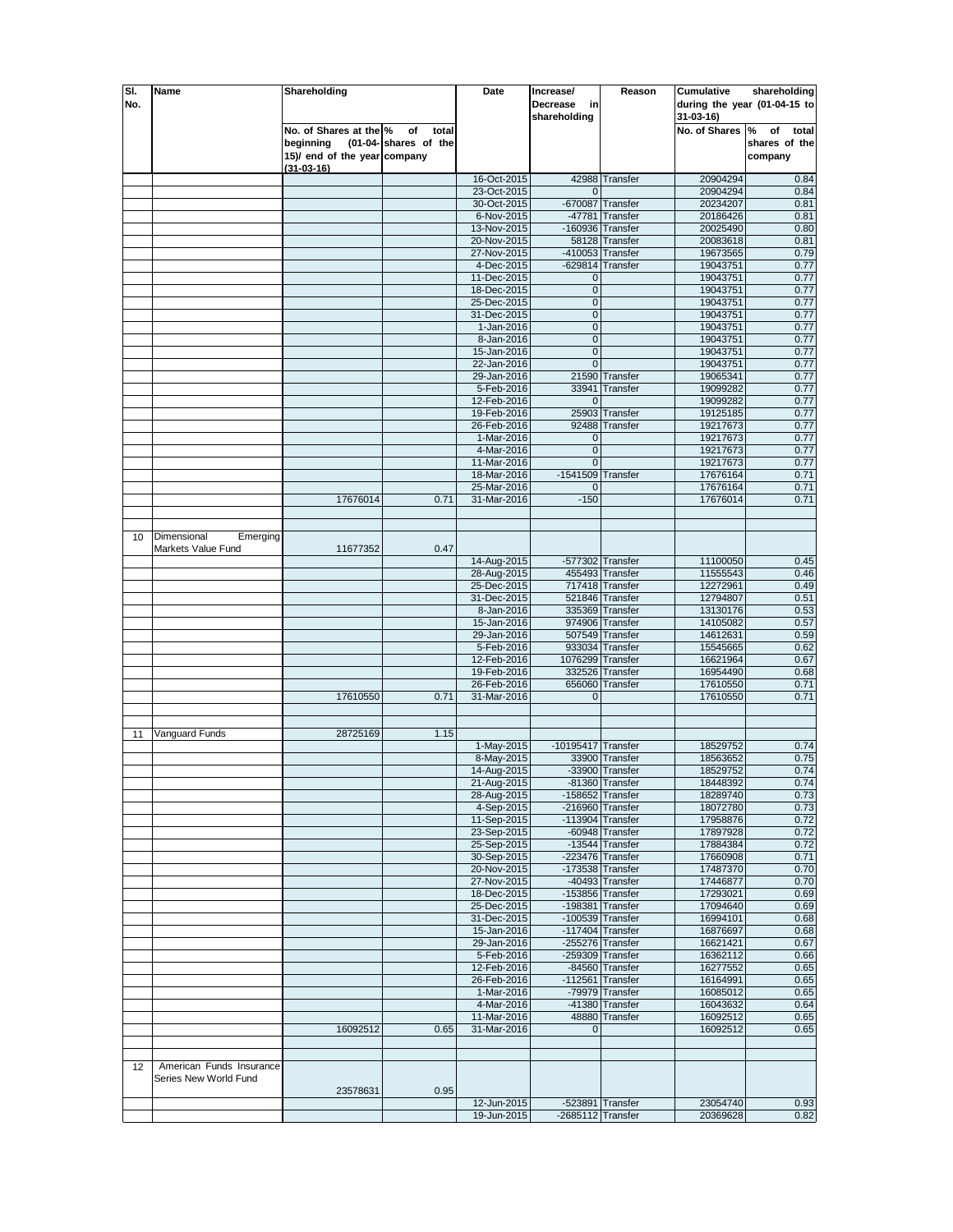| Sl. No. | Name | Shareholding | | Date | Increase/ Decrease in shareholding | Reason | Cumulative shareholding during the year (01-04-15 to 31-03-16) | |
|---|---|---|---|---|---|---|---|---|
| | | No. of Shares at the beginning (01-04-15)/ end of the year (31-03-16) | % of total shares of the company | | | | No. of Shares | % of total shares of the company |
| | | | | 16-Oct-2015 | 42988 | Transfer | 20904294 | 0.84 |
| | | | | 23-Oct-2015 | 0 | | 20904294 | 0.84 |
| | | | | 30-Oct-2015 | -670087 | Transfer | 20234207 | 0.81 |
| | | | | 6-Nov-2015 | -47781 | Transfer | 20186426 | 0.81 |
| | | | | 13-Nov-2015 | -160936 | Transfer | 20025490 | 0.80 |
| | | | | 20-Nov-2015 | 58128 | Transfer | 20083618 | 0.81 |
| | | | | 27-Nov-2015 | -410053 | Transfer | 19673565 | 0.79 |
| | | | | 4-Dec-2015 | -629814 | Transfer | 19043751 | 0.77 |
| | | | | 11-Dec-2015 | 0 | | 19043751 | 0.77 |
| | | | | 18-Dec-2015 | 0 | | 19043751 | 0.77 |
| | | | | 25-Dec-2015 | 0 | | 19043751 | 0.77 |
| | | | | 31-Dec-2015 | 0 | | 19043751 | 0.77 |
| | | | | 1-Jan-2016 | 0 | | 19043751 | 0.77 |
| | | | | 8-Jan-2016 | 0 | | 19043751 | 0.77 |
| | | | | 15-Jan-2016 | 0 | | 19043751 | 0.77 |
| | | | | 22-Jan-2016 | 0 | | 19043751 | 0.77 |
| | | | | 29-Jan-2016 | 21590 | Transfer | 19065341 | 0.77 |
| | | | | 5-Feb-2016 | 33941 | Transfer | 19099282 | 0.77 |
| | | | | 12-Feb-2016 | 0 | | 19099282 | 0.77 |
| | | | | 19-Feb-2016 | 25903 | Transfer | 19125185 | 0.77 |
| | | | | 26-Feb-2016 | 92488 | Transfer | 19217673 | 0.77 |
| | | | | 1-Mar-2016 | 0 | | 19217673 | 0.77 |
| | | | | 4-Mar-2016 | 0 | | 19217673 | 0.77 |
| | | | | 11-Mar-2016 | 0 | | 19217673 | 0.77 |
| | | | | 18-Mar-2016 | -1541509 | Transfer | 17676164 | 0.71 |
| | | | | 25-Mar-2016 | 0 | | 17676164 | 0.71 |
| | | 17676014 | 0.71 | 31-Mar-2016 | -150 | | 17676014 | 0.71 |
| | | | | | | | | |
| | | | | | | | | |
| 10 | Dimensional Emerging Markets Value Fund | 11677352 | 0.47 | | | | | |
| | | | | 14-Aug-2015 | -577302 | Transfer | 11100050 | 0.45 |
| | | | | 28-Aug-2015 | 455493 | Transfer | 11555543 | 0.46 |
| | | | | 25-Dec-2015 | 717418 | Transfer | 12272961 | 0.49 |
| | | | | 31-Dec-2015 | 521846 | Transfer | 12794807 | 0.51 |
| | | | | 8-Jan-2016 | 335369 | Transfer | 13130176 | 0.53 |
| | | | | 15-Jan-2016 | 974906 | Transfer | 14105082 | 0.57 |
| | | | | 29-Jan-2016 | 507549 | Transfer | 14612631 | 0.59 |
| | | | | 5-Feb-2016 | 933034 | Transfer | 15545665 | 0.62 |
| | | | | 12-Feb-2016 | 1076299 | Transfer | 16621964 | 0.67 |
| | | | | 19-Feb-2016 | 332526 | Transfer | 16954490 | 0.68 |
| | | | | 26-Feb-2016 | 656060 | Transfer | 17610550 | 0.71 |
| | | 17610550 | 0.71 | 31-Mar-2016 | 0 | | 17610550 | 0.71 |
| | | | | | | | | |
| | | | | | | | | |
| 11 | Vanguard Funds | 28725169 | 1.15 | | | | | |
| | | | | 1-May-2015 | -10195417 | Transfer | 18529752 | 0.74 |
| | | | | 8-May-2015 | 33900 | Transfer | 18563652 | 0.75 |
| | | | | 14-Aug-2015 | -33900 | Transfer | 18529752 | 0.74 |
| | | | | 21-Aug-2015 | -81360 | Transfer | 18448392 | 0.74 |
| | | | | 28-Aug-2015 | -158652 | Transfer | 18289740 | 0.73 |
| | | | | 4-Sep-2015 | -216960 | Transfer | 18072780 | 0.73 |
| | | | | 11-Sep-2015 | -113904 | Transfer | 17958876 | 0.72 |
| | | | | 23-Sep-2015 | -60948 | Transfer | 17897928 | 0.72 |
| | | | | 25-Sep-2015 | -13544 | Transfer | 17884384 | 0.72 |
| | | | | 30-Sep-2015 | -223476 | Transfer | 17660908 | 0.71 |
| | | | | 20-Nov-2015 | -173538 | Transfer | 17487370 | 0.70 |
| | | | | 27-Nov-2015 | -40493 | Transfer | 17446877 | 0.70 |
| | | | | 18-Dec-2015 | -153856 | Transfer | 17293021 | 0.69 |
| | | | | 25-Dec-2015 | -198381 | Transfer | 17094640 | 0.69 |
| | | | | 31-Dec-2015 | -100539 | Transfer | 16994101 | 0.68 |
| | | | | 15-Jan-2016 | -117404 | Transfer | 16876697 | 0.68 |
| | | | | 29-Jan-2016 | -255276 | Transfer | 16621421 | 0.67 |
| | | | | 5-Feb-2016 | -259309 | Transfer | 16362112 | 0.66 |
| | | | | 12-Feb-2016 | -84560 | Transfer | 16277552 | 0.65 |
| | | | | 26-Feb-2016 | -112561 | Transfer | 16164991 | 0.65 |
| | | | | 1-Mar-2016 | -79979 | Transfer | 16085012 | 0.65 |
| | | | | 4-Mar-2016 | -41380 | Transfer | 16043632 | 0.64 |
| | | | | 11-Mar-2016 | 48880 | Transfer | 16092512 | 0.65 |
| | | 16092512 | 0.65 | 31-Mar-2016 | 0 | | 16092512 | 0.65 |
| | | | | | | | | |
| | | | | | | | | |
| 12 | American Funds Insurance Series New World Fund | 23578631 | 0.95 | | | | | |
| | | | | 12-Jun-2015 | -523891 | Transfer | 23054740 | 0.93 |
| | | | | 19-Jun-2015 | -2685112 | Transfer | 20369628 | 0.82 |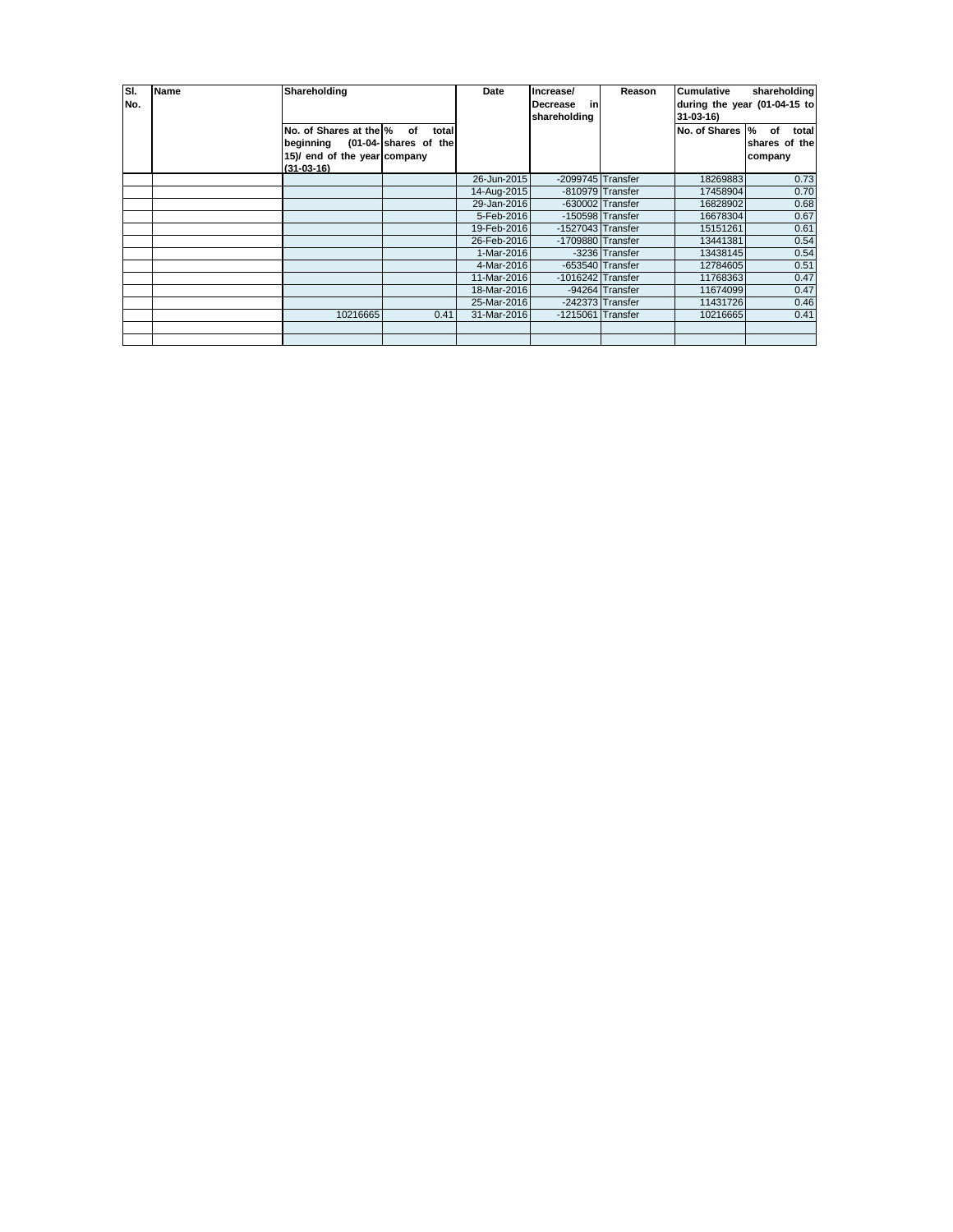| Sl. No. | Name | Shareholding | | Date | Increase/ Decrease in shareholding | Reason | Cumulative shareholding during the year (01-04-15 to 31-03-16) | |
|---|---|---|---|---|---|---|---|---|
| | | No. of Shares at the beginning (01-04-15)/ end of the year (31-03-16) | % of total shares of the company | | | | No. of Shares | % of total shares of the company |
| | | | | 26-Jun-2015 | -2099745 | Transfer | 18269883 | 0.73 |
| | | | | 14-Aug-2015 | -810979 | Transfer | 17458904 | 0.70 |
| | | | | 29-Jan-2016 | -630002 | Transfer | 16828902 | 0.68 |
| | | | | 5-Feb-2016 | -150598 | Transfer | 16678304 | 0.67 |
| | | | | 19-Feb-2016 | -1527043 | Transfer | 15151261 | 0.61 |
| | | | | 26-Feb-2016 | -1709880 | Transfer | 13441381 | 0.54 |
| | | | | 1-Mar-2016 | -3236 | Transfer | 13438145 | 0.54 |
| | | | | 4-Mar-2016 | -653540 | Transfer | 12784605 | 0.51 |
| | | | | 11-Mar-2016 | -1016242 | Transfer | 11768363 | 0.47 |
| | | | | 18-Mar-2016 | -94264 | Transfer | 11674099 | 0.47 |
| | | | | 25-Mar-2016 | -242373 | Transfer | 11431726 | 0.46 |
| | | 10216665 | 0.41 | 31-Mar-2016 | -1215061 | Transfer | 10216665 | 0.41 |
| | | | | | | | | |
| | | | | | | | | |